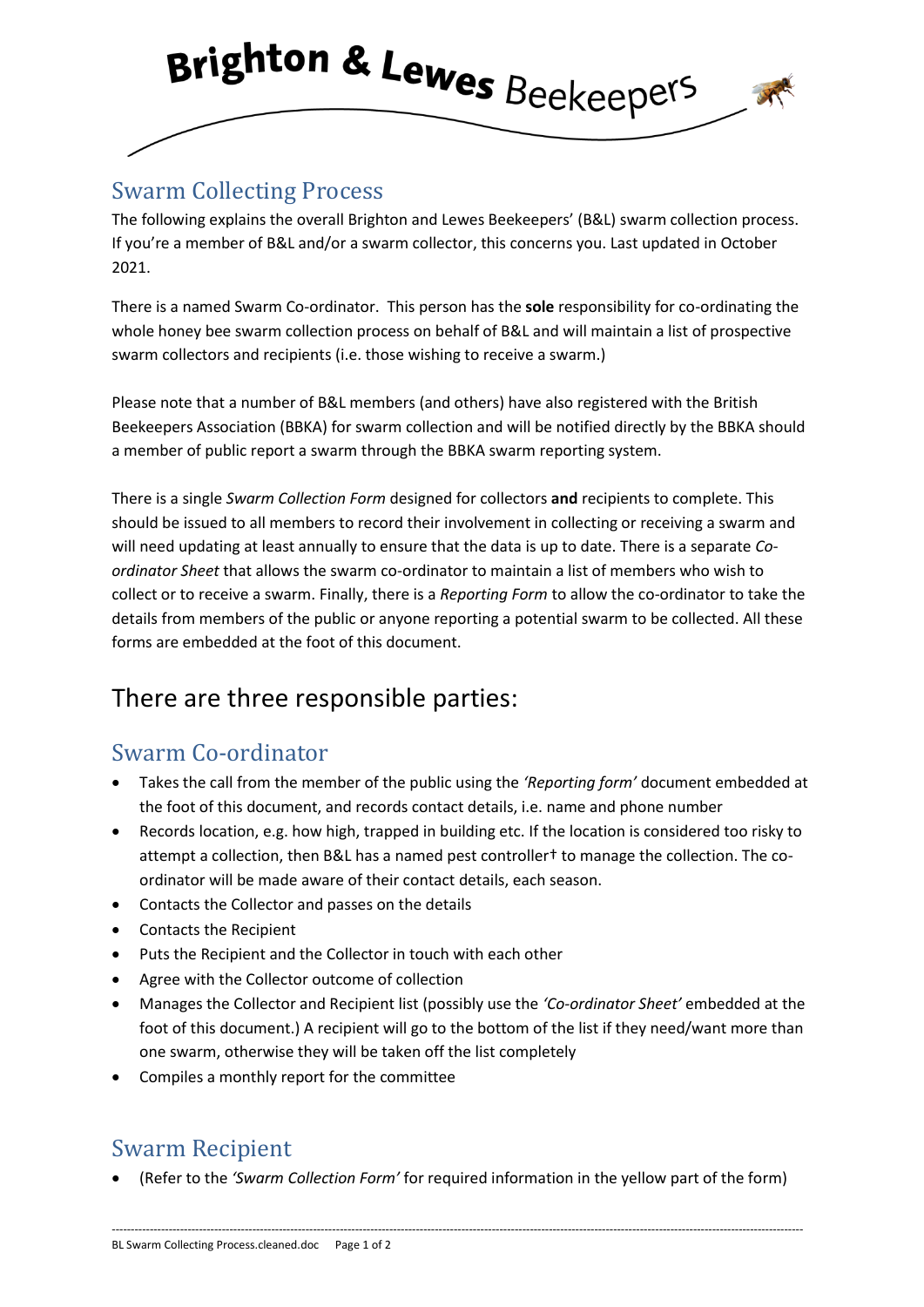# Brighton & Lewes Beekeepers

## Swarm Collecting Process

The following explains the overall Brighton and Lewes Beekeepers' (B&L) swarm collection process. If you're a member of B&L and/or a swarm collector, this concerns you. Last updated in October 2021.

There is a named Swarm Co-ordinator. This person has the **sole** responsibility for co-ordinating the whole honey bee swarm collection process on behalf of B&L and will maintain a list of prospective swarm collectors and recipients (i.e. those wishing to receive a swarm.)

Please note that a number of B&L members (and others) have also registered with the British Beekeepers Association (BBKA) for swarm collection and will be notified directly by the BBKA should a member of public report a swarm through the BBKA swarm reporting system.

There is a single *Swarm Collection Form* designed for collectors **and** recipients to complete. This should be issued to all members to record their involvement in collecting or receiving a swarm and will need updating at least annually to ensure that the data is up to date. There is a separate *Co-ordinator Sheet* that allows the swarm co-ordinator to maintain a list of members who wish to collect or to receive a swarm. Finally, there is a *Reporting Form* to allow the co-ordinator to take the details from members of the public or anyone reporting a potential swarm to be collected. All these forms are embedded at the foot of this document.

# There are three responsible parties:

## Swarm Co-ordinator

- Takes the call from the member of the public using the *'Reporting form'* document embedded at the foot of this document, and records contact details, i.e. name and phone number
- Records location, e.g. how high, trapped in building etc. If the location is considered too risky to attempt a collection, then B&L has a named pest controller† to manage the collection. The co-ordinator will be made aware of their contact details, each season.
- Contacts the Collector and passes on the details
- Contacts the Recipient
- Puts the Recipient and the Collector in touch with each other
- Agree with the Collector outcome of collection
- Manages the Collector and Recipient list (possibly use the *'Co-ordinator Sheet'* embedded at the foot of this document.) A recipient will go to the bottom of the list if they need/want more than one swarm, otherwise they will be taken off the list completely
- Compiles a monthly report for the committee

## Swarm Recipient

- (Refer to the *'Swarm Collection Form'* for required information in the yellow part of the form)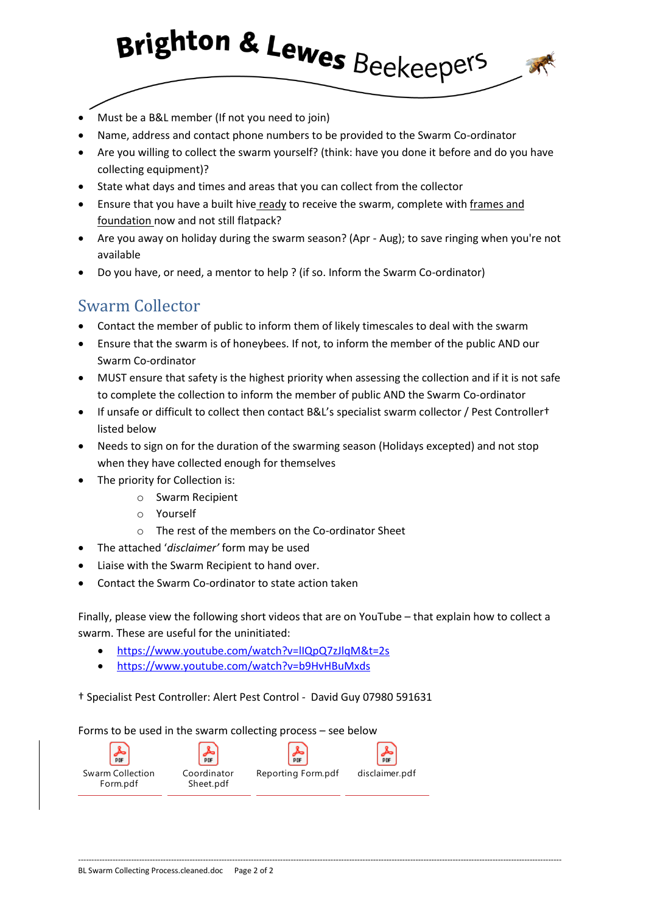- Must be a B&L member (If not you need to join)
- Name, address and contact phone numbers to be provided to the Swarm Co-ordinator
- Are you willing to collect the swarm yourself? (think: have you done it before and do you have collecting equipment)?
- State what days and times and areas that you can collect from the collector
- Ensure that you have a built hive ready to receive the swarm, complete with frames and foundation now and not still flatpack?
- Are you away on holiday during the swarm season? (Apr - Aug); to save ringing when you're not available
- Do you have, or need, a mentor to help ? (if so. Inform the Swarm Co-ordinator)

## Swarm Collector

- Contact the member of public to inform them of likely timescales to deal with the swarm
- Ensure that the swarm is of honeybees. If not, to inform the member of the public AND our Swarm Co-ordinator
- MUST ensure that safety is the highest priority when assessing the collection and if it is not safe to complete the collection to inform the member of public AND the Swarm Co-ordinator
- If unsafe or difficult to collect then contact B&L's specialist swarm collector / Pest Controller† listed below
- Needs to sign on for the duration of the swarming season (Holidays excepted) and not stop when they have collected enough for themselves
- The priority for Collection is:
  - Swarm Recipient
  - Yourself
  - The rest of the members on the Co-ordinator Sheet
- The attached '*disclaimer'* form may be used
- Liaise with the Swarm Recipient to hand over.
- Contact the Swarm Co-ordinator to state action taken

Finally, please view the following short videos that are on YouTube – that explain how to collect a swarm. These are useful for the uninitiated:

- https://www.youtube.com/watch?v=lIQpQ7zJlqM&t=2s
- https://www.youtube.com/watch?v=b9HvHBuMxds

† Specialist Pest Controller: Alert Pest Control - David Guy 07980 591631

Forms to be used in the swarm collecting process – see below

Swarm Collection Form.pdf Coordinator Sheet.pdf Reporting Form.pdf disclaimer.pdf